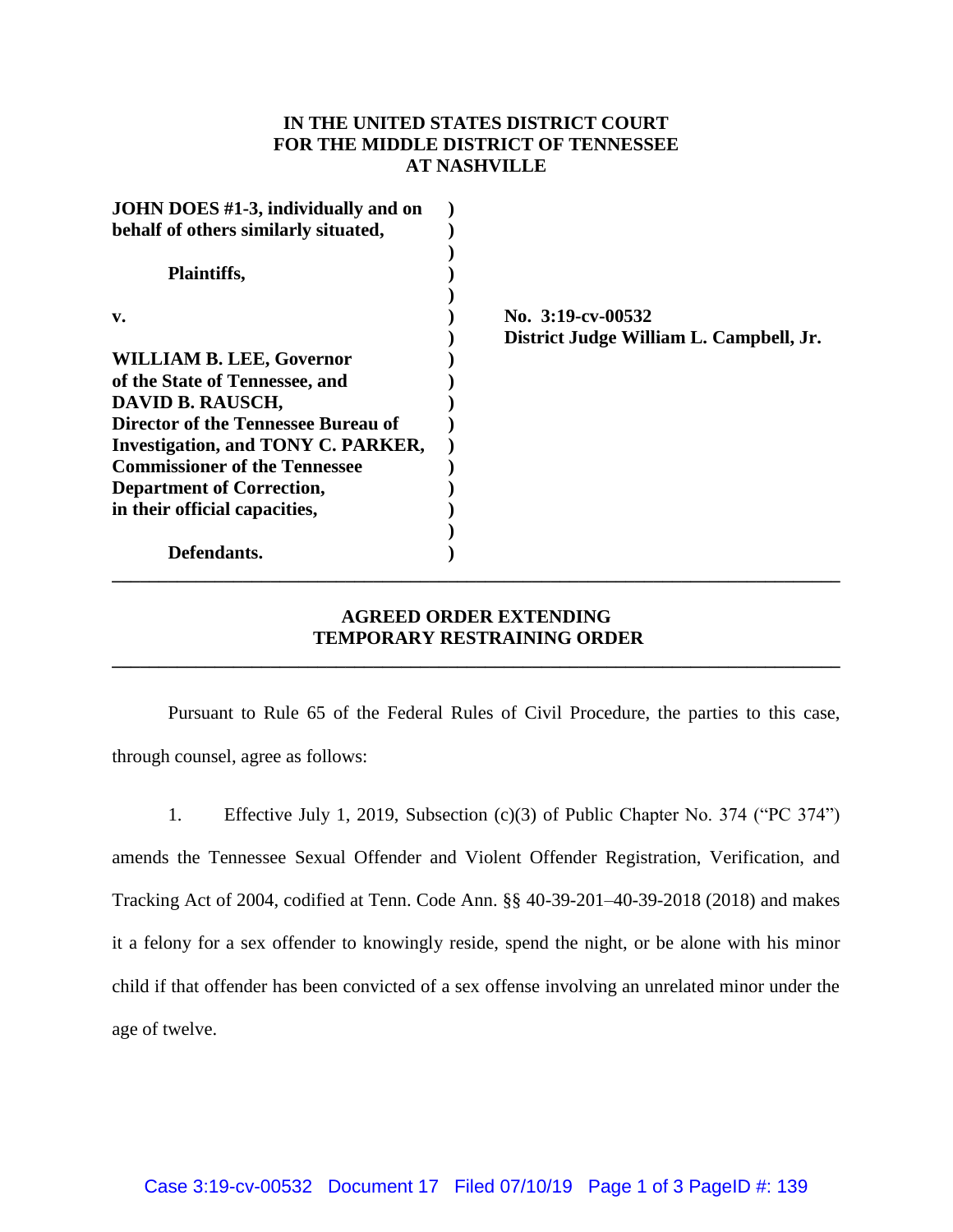**IN THE UNITED STATES DISTRICT COURT**
**FOR THE MIDDLE DISTRICT OF TENNESSEE**
**AT NASHVILLE**

| | | |
|---|---|---|
| **JOHN DOES #1-3, individually and on behalf of others similarly situated,** | ) | |
| | ) | |
| **Plaintiffs,** | ) | |
| | ) | |
| **v.** | ) | **No. 3:19-cv-00532** |
| | ) | **District Judge William L. Campbell, Jr.** |
| **WILLIAM B. LEE, Governor of the State of Tennessee, and DAVID B. RAUSCH, Director of the Tennessee Bureau of Investigation, and TONY C. PARKER, Commissioner of the Tennessee Department of Correction, in their official capacities,** | ) | |
| | ) | |
| **Defendants.** | ) | |

---

**AGREED ORDER EXTENDING TEMPORARY RESTRAINING ORDER**

---

Pursuant to Rule 65 of the Federal Rules of Civil Procedure, the parties to this case, through counsel, agree as follows:

1. Effective July 1, 2019, Subsection (c)(3) of Public Chapter No. 374 ("PC 374") amends the Tennessee Sexual Offender and Violent Offender Registration, Verification, and Tracking Act of 2004, codified at Tenn. Code Ann. §§ 40-39-201–40-39-2018 (2018) and makes it a felony for a sex offender to knowingly reside, spend the night, or be alone with his minor child if that offender has been convicted of a sex offense involving an unrelated minor under the age of twelve.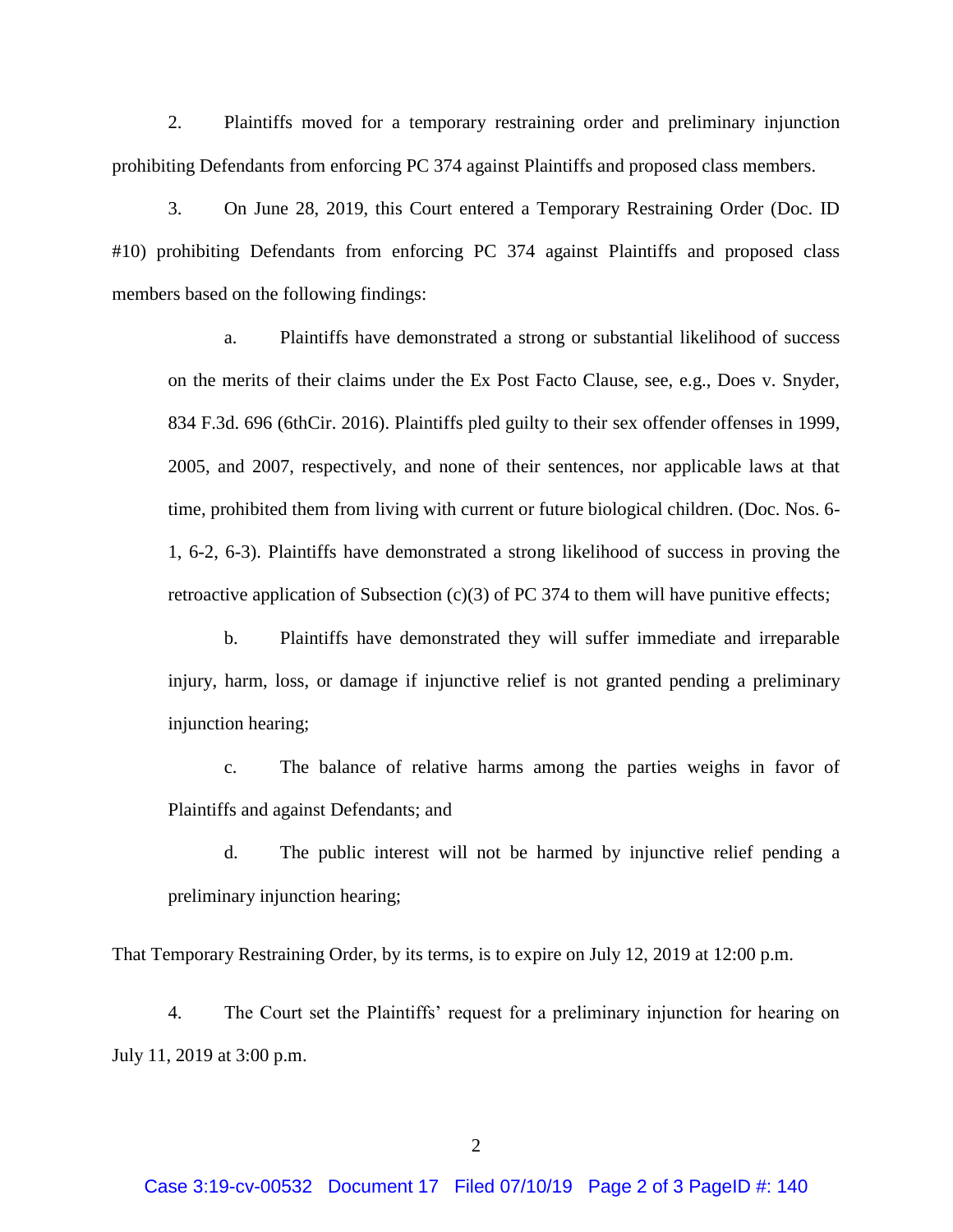2. Plaintiffs moved for a temporary restraining order and preliminary injunction prohibiting Defendants from enforcing PC 374 against Plaintiffs and proposed class members.

3. On June 28, 2019, this Court entered a Temporary Restraining Order (Doc. ID #10) prohibiting Defendants from enforcing PC 374 against Plaintiffs and proposed class members based on the following findings:

  a. Plaintiffs have demonstrated a strong or substantial likelihood of success on the merits of their claims under the Ex Post Facto Clause, see, e.g., Does v. Snyder, 834 F.3d. 696 (6thCir. 2016). Plaintiffs pled guilty to their sex offender offenses in 1999, 2005, and 2007, respectively, and none of their sentences, nor applicable laws at that time, prohibited them from living with current or future biological children. (Doc. Nos. 6-1, 6-2, 6-3). Plaintiffs have demonstrated a strong likelihood of success in proving the retroactive application of Subsection (c)(3) of PC 374 to them will have punitive effects;

  b. Plaintiffs have demonstrated they will suffer immediate and irreparable injury, harm, loss, or damage if injunctive relief is not granted pending a preliminary injunction hearing;

  c. The balance of relative harms among the parties weighs in favor of Plaintiffs and against Defendants; and

  d. The public interest will not be harmed by injunctive relief pending a preliminary injunction hearing;

That Temporary Restraining Order, by its terms, is to expire on July 12, 2019 at 12:00 p.m.

4. The Court set the Plaintiffs' request for a preliminary injunction for hearing on July 11, 2019 at 3:00 p.m.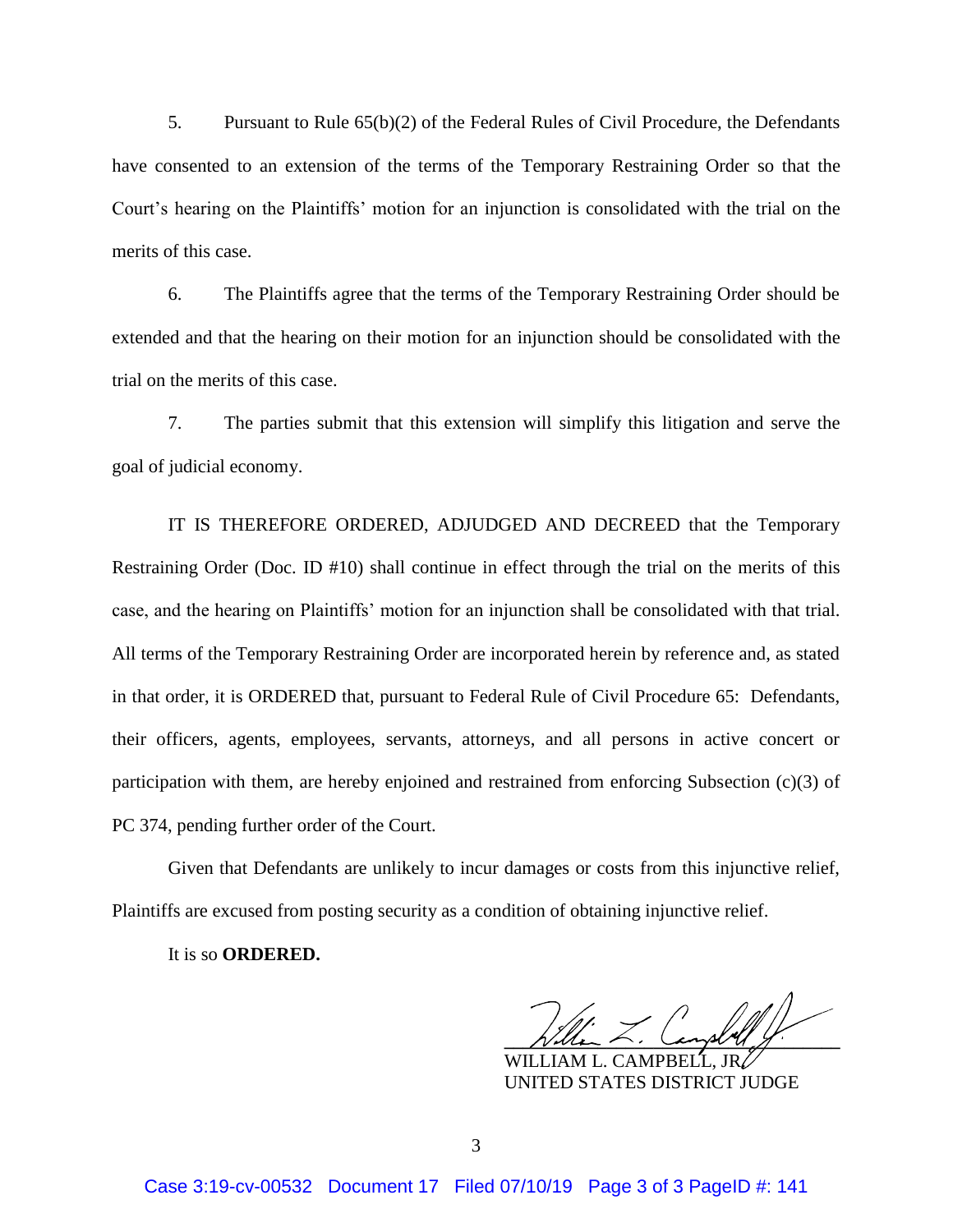5. Pursuant to Rule 65(b)(2) of the Federal Rules of Civil Procedure, the Defendants have consented to an extension of the terms of the Temporary Restraining Order so that the Court's hearing on the Plaintiffs' motion for an injunction is consolidated with the trial on the merits of this case.

6. The Plaintiffs agree that the terms of the Temporary Restraining Order should be extended and that the hearing on their motion for an injunction should be consolidated with the trial on the merits of this case.

7. The parties submit that this extension will simplify this litigation and serve the goal of judicial economy.

IT IS THEREFORE ORDERED, ADJUDGED AND DECREED that the Temporary Restraining Order (Doc. ID #10) shall continue in effect through the trial on the merits of this case, and the hearing on Plaintiffs' motion for an injunction shall be consolidated with that trial. All terms of the Temporary Restraining Order are incorporated herein by reference and, as stated in that order, it is ORDERED that, pursuant to Federal Rule of Civil Procedure 65: Defendants, their officers, agents, employees, servants, attorneys, and all persons in active concert or participation with them, are hereby enjoined and restrained from enforcing Subsection (c)(3) of PC 374, pending further order of the Court.

Given that Defendants are unlikely to incur damages or costs from this injunctive relief, Plaintiffs are excused from posting security as a condition of obtaining injunctive relief.

It is so **ORDERED.**

WILLIAM L. CAMPBELL, JR.
UNITED STATES DISTRICT JUDGE